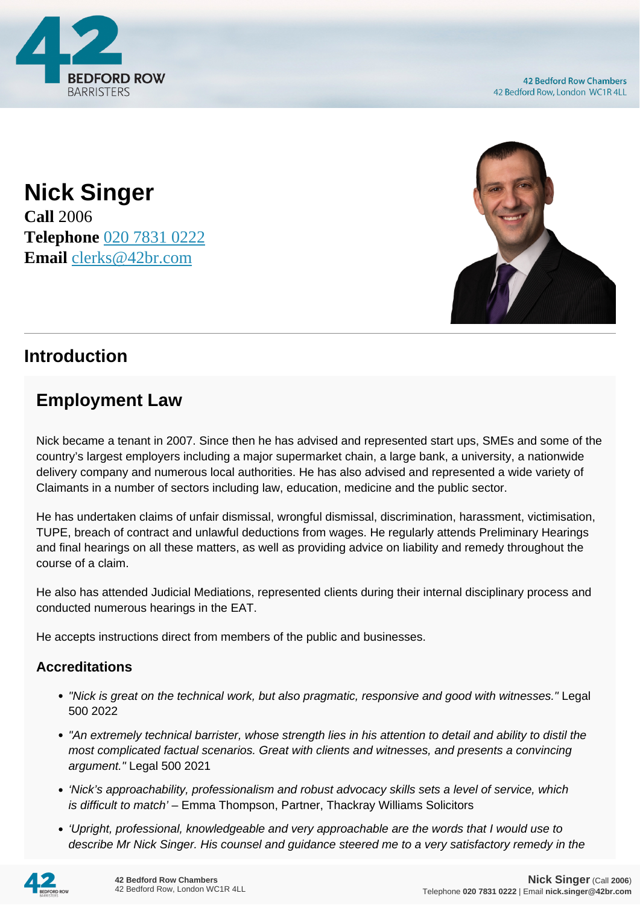# Nick Singer

**Call** 2006
**Telephone** 020 7831 0222
**Email** clerks@42br.com

## Introduction

## Employment Law

Nick became a tenant in 2007. Since then he has advised and represented start ups, SMEs and some of the country's largest employers including a major supermarket chain, a large bank, a university, a nationwide delivery company and numerous local authorities. He has also advised and represented a wide variety of Claimants in a number of sectors including law, education, medicine and the public sector.

He has undertaken claims of unfair dismissal, wrongful dismissal, discrimination, harassment, victimisation, TUPE, breach of contract and unlawful deductions from wages. He regularly attends Preliminary Hearings and final hearings on all these matters, as well as providing advice on liability and remedy throughout the course of a claim.

He also has attended Judicial Mediations, represented clients during their internal disciplinary process and conducted numerous hearings in the EAT.

He accepts instructions direct from members of the public and businesses.

### Accreditations

- *"Nick is great on the technical work, but also pragmatic, responsive and good with witnesses."* Legal 500 2022
- *"An extremely technical barrister, whose strength lies in his attention to detail and ability to distil the most complicated factual scenarios. Great with clients and witnesses, and presents a convincing argument."* Legal 500 2021
- *'Nick's approachability, professionalism and robust advocacy skills sets a level of service, which is difficult to match'* – Emma Thompson, Partner, Thackray Williams Solicitors
- *'Upright, professional, knowledgeable and very approachable are the words that I would use to describe Mr Nick Singer. His counsel and guidance steered me to a very satisfactory remedy in the*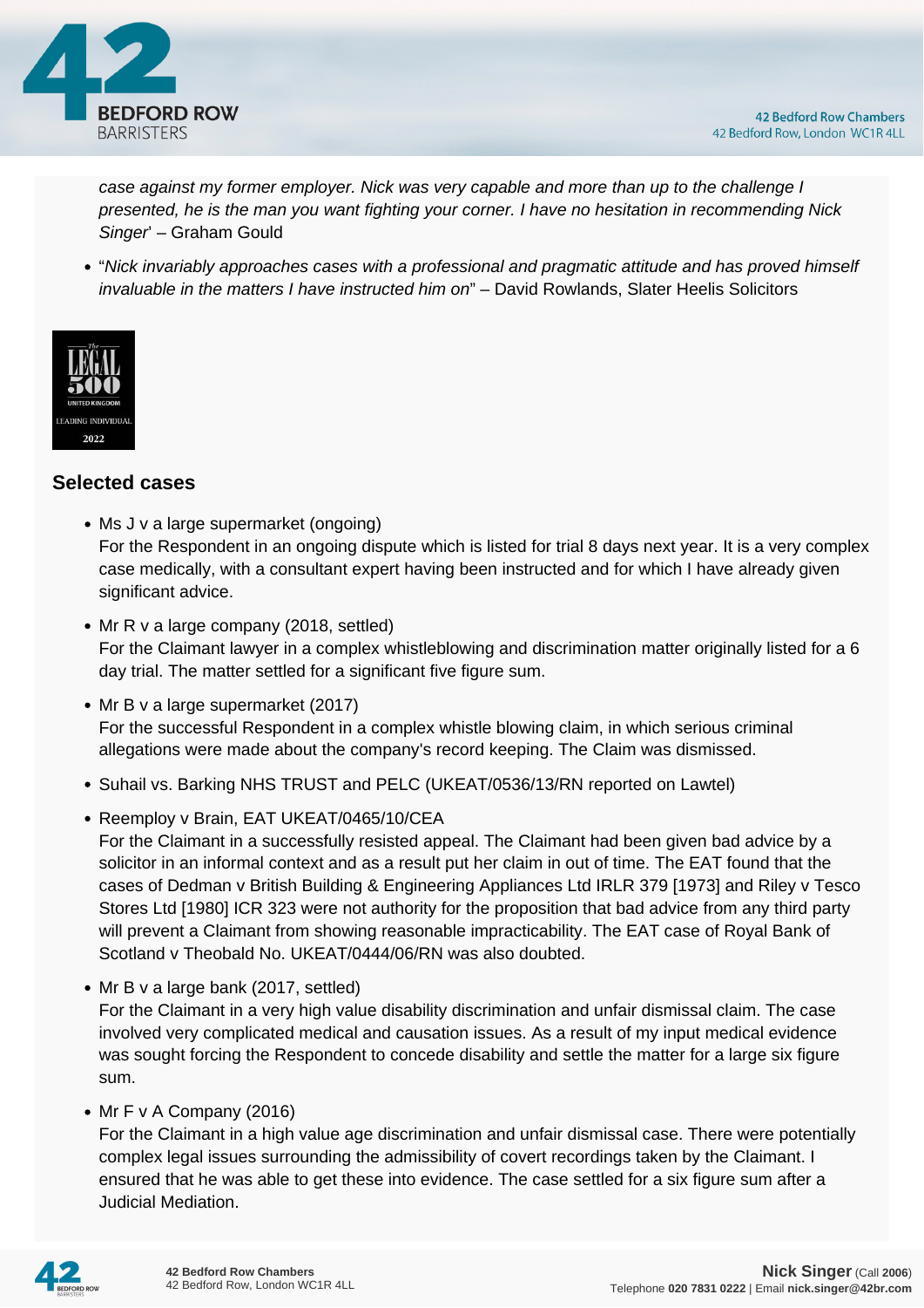*case against my former employer. Nick was very capable and more than up to the challenge I presented, he is the man you want fighting your corner. I have no hesitation in recommending Nick Singer*' – Graham Gould

- "*Nick invariably approaches cases with a professional and pragmatic attitude and has proved himself invaluable in the matters I have instructed him on*" – David Rowlands, Slater Heelis Solicitors

## Selected cases

- Ms J v a large supermarket (ongoing)
  For the Respondent in an ongoing dispute which is listed for trial 8 days next year. It is a very complex case medically, with a consultant expert having been instructed and for which I have already given significant advice.
- Mr R v a large company (2018, settled)
  For the Claimant lawyer in a complex whistleblowing and discrimination matter originally listed for a 6 day trial. The matter settled for a significant five figure sum.
- Mr B v a large supermarket (2017)
  For the successful Respondent in a complex whistle blowing claim, in which serious criminal allegations were made about the company's record keeping. The Claim was dismissed.
- Suhail vs. Barking NHS TRUST and PELC (UKEAT/0536/13/RN reported on Lawtel)
- Reemploy v Brain, EAT UKEAT/0465/10/CEA
  For the Claimant in a successfully resisted appeal. The Claimant had been given bad advice by a solicitor in an informal context and as a result put her claim in out of time. The EAT found that the cases of Dedman v British Building & Engineering Appliances Ltd IRLR 379 [1973] and Riley v Tesco Stores Ltd [1980] ICR 323 were not authority for the proposition that bad advice from any third party will prevent a Claimant from showing reasonable impracticability. The EAT case of Royal Bank of Scotland v Theobald No. UKEAT/0444/06/RN was also doubted.
- Mr B v a large bank (2017, settled)
  For the Claimant in a very high value disability discrimination and unfair dismissal claim. The case involved very complicated medical and causation issues. As a result of my input medical evidence was sought forcing the Respondent to concede disability and settle the matter for a large six figure sum.
- Mr F v A Company (2016)
  For the Claimant in a high value age discrimination and unfair dismissal case. There were potentially complex legal issues surrounding the admissibility of covert recordings taken by the Claimant. I ensured that he was able to get these into evidence. The case settled for a six figure sum after a Judicial Mediation.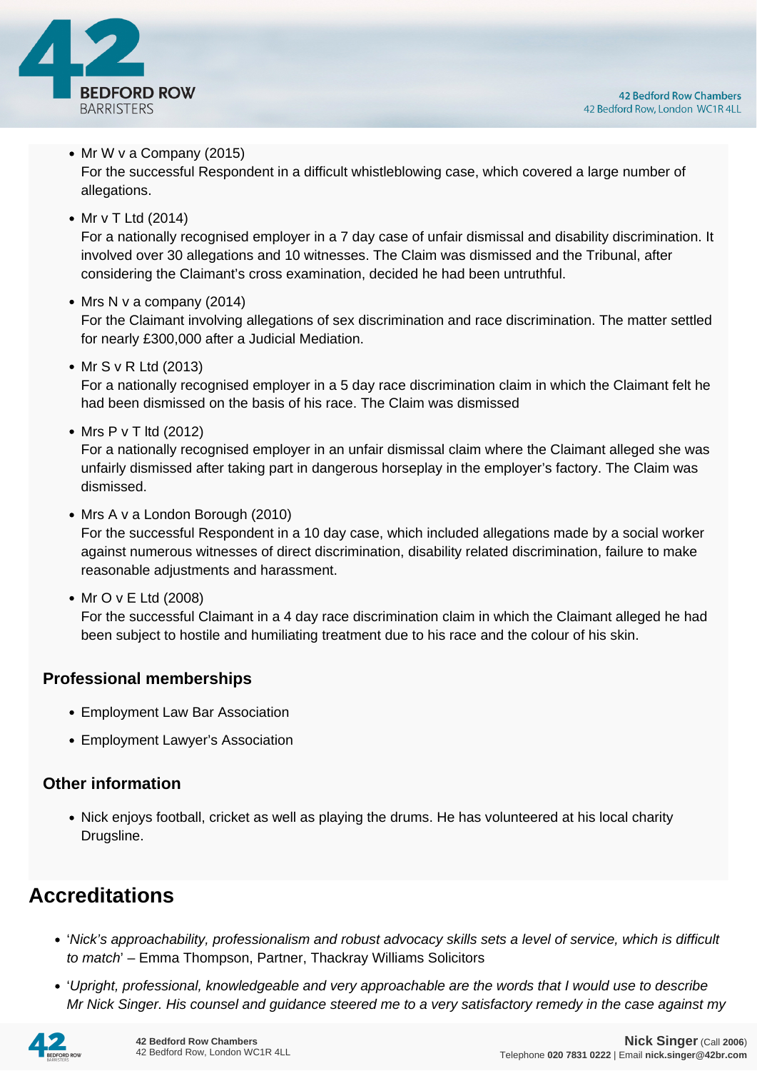- Mr W v a Company (2015)
  For the successful Respondent in a difficult whistleblowing case, which covered a large number of allegations.
- Mr v T Ltd (2014)
  For a nationally recognised employer in a 7 day case of unfair dismissal and disability discrimination. It involved over 30 allegations and 10 witnesses. The Claim was dismissed and the Tribunal, after considering the Claimant's cross examination, decided he had been untruthful.
- Mrs N v a company (2014)
  For the Claimant involving allegations of sex discrimination and race discrimination. The matter settled for nearly £300,000 after a Judicial Mediation.
- Mr S v R Ltd (2013)
  For a nationally recognised employer in a 5 day race discrimination claim in which the Claimant felt he had been dismissed on the basis of his race. The Claim was dismissed
- Mrs P v T ltd (2012)
  For a nationally recognised employer in an unfair dismissal claim where the Claimant alleged she was unfairly dismissed after taking part in dangerous horseplay in the employer's factory. The Claim was dismissed.
- Mrs A v a London Borough (2010)
  For the successful Respondent in a 10 day case, which included allegations made by a social worker against numerous witnesses of direct discrimination, disability related discrimination, failure to make reasonable adjustments and harassment.
- Mr O v E Ltd (2008)
  For the successful Claimant in a 4 day race discrimination claim in which the Claimant alleged he had been subject to hostile and humiliating treatment due to his race and the colour of his skin.

### Professional memberships

- Employment Law Bar Association
- Employment Lawyer's Association

### Other information

- Nick enjoys football, cricket as well as playing the drums. He has volunteered at his local charity Drugsline.

## Accreditations

- '*Nick's approachability, professionalism and robust advocacy skills sets a level of service, which is difficult to match*' – Emma Thompson, Partner, Thackray Williams Solicitors
- '*Upright, professional, knowledgeable and very approachable are the words that I would use to describe Mr Nick Singer. His counsel and guidance steered me to a very satisfactory remedy in the case against my*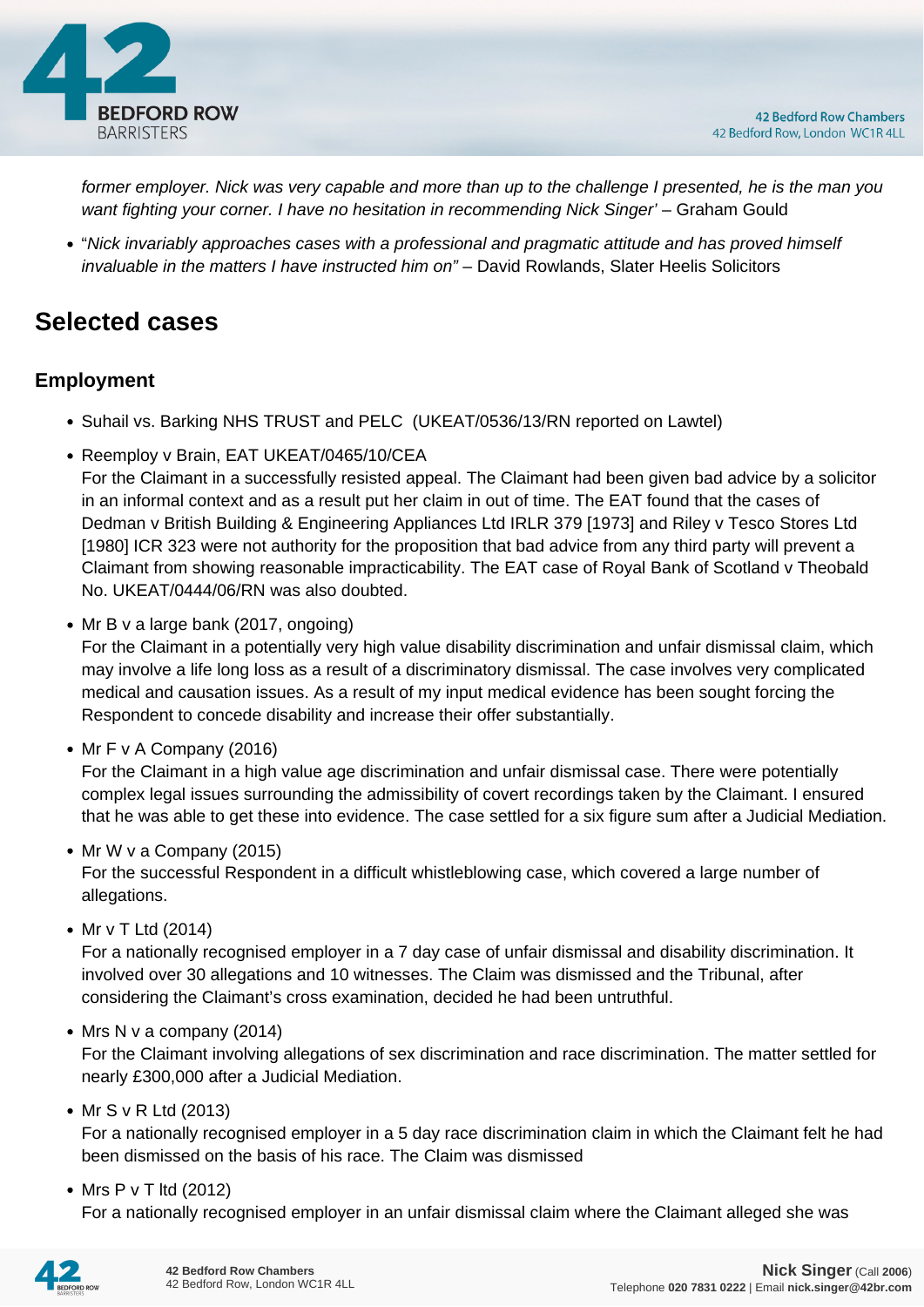*former employer. Nick was very capable and more than up to the challenge I presented, he is the man you want fighting your corner. I have no hesitation in recommending Nick Singer'* – Graham Gould

- "*Nick invariably approaches cases with a professional and pragmatic attitude and has proved himself invaluable in the matters I have instructed him on"* – David Rowlands, Slater Heelis Solicitors

## Selected cases

### Employment

- Suhail vs. Barking NHS TRUST and PELC (UKEAT/0536/13/RN reported on Lawtel)
- Reemploy v Brain, EAT UKEAT/0465/10/CEA
  For the Claimant in a successfully resisted appeal. The Claimant had been given bad advice by a solicitor in an informal context and as a result put her claim in out of time. The EAT found that the cases of Dedman v British Building & Engineering Appliances Ltd IRLR 379 [1973] and Riley v Tesco Stores Ltd [1980] ICR 323 were not authority for the proposition that bad advice from any third party will prevent a Claimant from showing reasonable impracticability. The EAT case of Royal Bank of Scotland v Theobald No. UKEAT/0444/06/RN was also doubted.
- Mr B v a large bank (2017, ongoing)
  For the Claimant in a potentially very high value disability discrimination and unfair dismissal claim, which may involve a life long loss as a result of a discriminatory dismissal. The case involves very complicated medical and causation issues. As a result of my input medical evidence has been sought forcing the Respondent to concede disability and increase their offer substantially.
- Mr F v A Company (2016)
  For the Claimant in a high value age discrimination and unfair dismissal case. There were potentially complex legal issues surrounding the admissibility of covert recordings taken by the Claimant. I ensured that he was able to get these into evidence. The case settled for a six figure sum after a Judicial Mediation.
- Mr W v a Company (2015)
  For the successful Respondent in a difficult whistleblowing case, which covered a large number of allegations.
- Mr v T Ltd (2014)
  For a nationally recognised employer in a 7 day case of unfair dismissal and disability discrimination. It involved over 30 allegations and 10 witnesses. The Claim was dismissed and the Tribunal, after considering the Claimant's cross examination, decided he had been untruthful.
- Mrs N v a company (2014)
  For the Claimant involving allegations of sex discrimination and race discrimination. The matter settled for nearly £300,000 after a Judicial Mediation.
- Mr S v R Ltd (2013)
  For a nationally recognised employer in a 5 day race discrimination claim in which the Claimant felt he had been dismissed on the basis of his race. The Claim was dismissed
- Mrs P v T ltd (2012)
  For a nationally recognised employer in an unfair dismissal claim where the Claimant alleged she was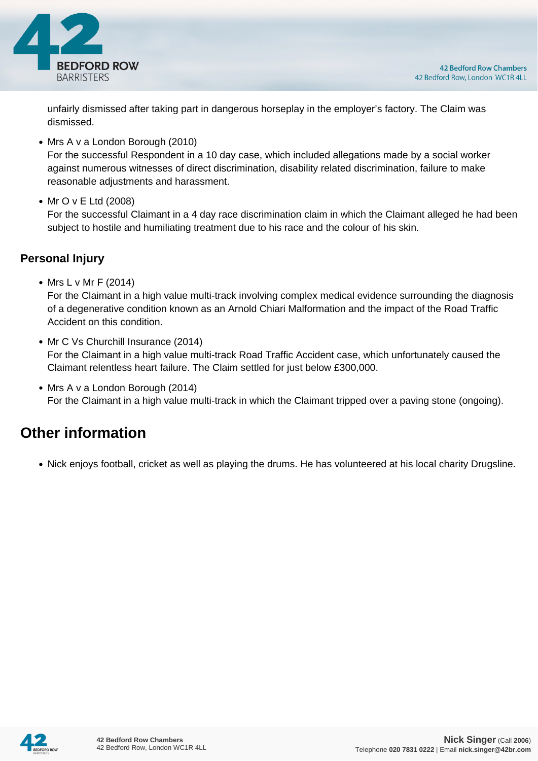unfairly dismissed after taking part in dangerous horseplay in the employer's factory. The Claim was dismissed.

- Mrs A v a London Borough (2010)
  For the successful Respondent in a 10 day case, which included allegations made by a social worker against numerous witnesses of direct discrimination, disability related discrimination, failure to make reasonable adjustments and harassment.
- Mr O v E Ltd (2008)
  For the successful Claimant in a 4 day race discrimination claim in which the Claimant alleged he had been subject to hostile and humiliating treatment due to his race and the colour of his skin.

### Personal Injury

- Mrs L v Mr F (2014)
  For the Claimant in a high value multi-track involving complex medical evidence surrounding the diagnosis of a degenerative condition known as an Arnold Chiari Malformation and the impact of the Road Traffic Accident on this condition.
- Mr C Vs Churchill Insurance (2014)
  For the Claimant in a high value multi-track Road Traffic Accident case, which unfortunately caused the Claimant relentless heart failure. The Claim settled for just below £300,000.
- Mrs A v a London Borough (2014)
  For the Claimant in a high value multi-track in which the Claimant tripped over a paving stone (ongoing).

## Other information

- Nick enjoys football, cricket as well as playing the drums. He has volunteered at his local charity Drugsline.